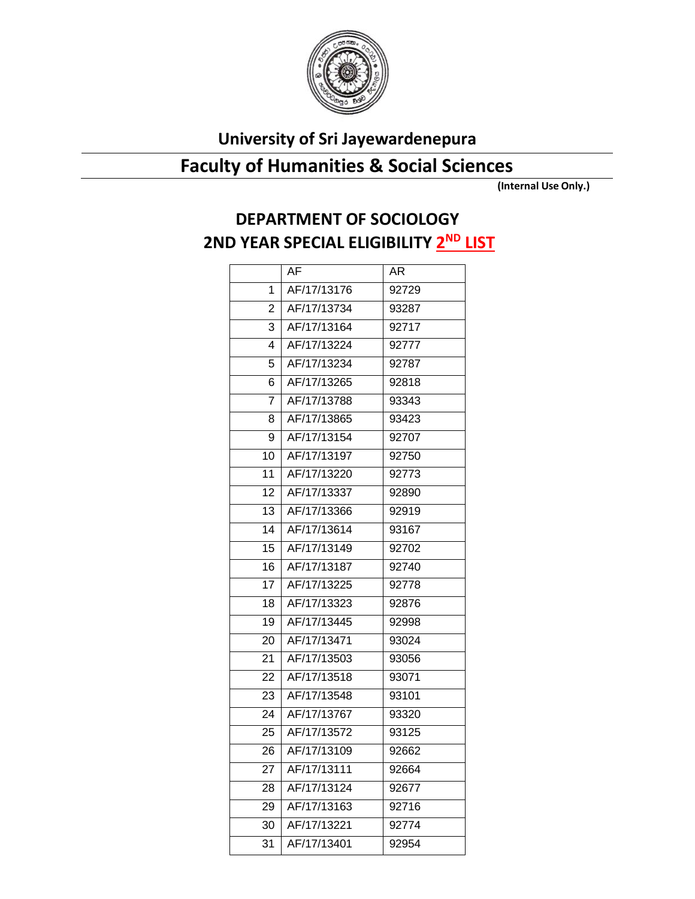# University of Sri Jayewardenepura

## Faculty of Humanities & Social Sciences

**(Internal Use Only.)**

## DEPARTMENT OF SOCIOLOGY

## 2ND YEAR SPECIAL ELIGIBILITY 2ND LIST

| | AF | AR |
|---|---|---|
| 1 | AF/17/13176 | 92729 |
| 2 | AF/17/13734 | 93287 |
| 3 | AF/17/13164 | 92717 |
| 4 | AF/17/13224 | 92777 |
| 5 | AF/17/13234 | 92787 |
| 6 | AF/17/13265 | 92818 |
| 7 | AF/17/13788 | 93343 |
| 8 | AF/17/13865 | 93423 |
| 9 | AF/17/13154 | 92707 |
| 10 | AF/17/13197 | 92750 |
| 11 | AF/17/13220 | 92773 |
| 12 | AF/17/13337 | 92890 |
| 13 | AF/17/13366 | 92919 |
| 14 | AF/17/13614 | 93167 |
| 15 | AF/17/13149 | 92702 |
| 16 | AF/17/13187 | 92740 |
| 17 | AF/17/13225 | 92778 |
| 18 | AF/17/13323 | 92876 |
| 19 | AF/17/13445 | 92998 |
| 20 | AF/17/13471 | 93024 |
| 21 | AF/17/13503 | 93056 |
| 22 | AF/17/13518 | 93071 |
| 23 | AF/17/13548 | 93101 |
| 24 | AF/17/13767 | 93320 |
| 25 | AF/17/13572 | 93125 |
| 26 | AF/17/13109 | 92662 |
| 27 | AF/17/13111 | 92664 |
| 28 | AF/17/13124 | 92677 |
| 29 | AF/17/13163 | 92716 |
| 30 | AF/17/13221 | 92774 |
| 31 | AF/17/13401 | 92954 |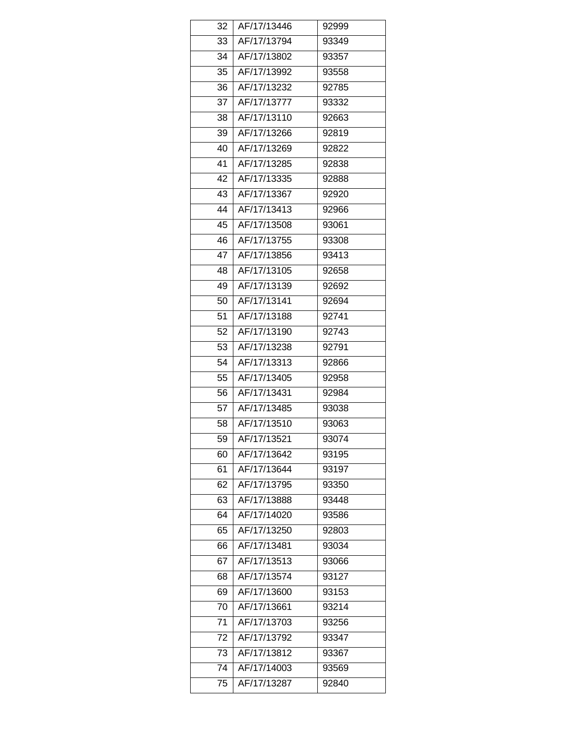| | | |
|---|---|---|
| 32 | AF/17/13446 | 92999 |
| 33 | AF/17/13794 | 93349 |
| 34 | AF/17/13802 | 93357 |
| 35 | AF/17/13992 | 93558 |
| 36 | AF/17/13232 | 92785 |
| 37 | AF/17/13777 | 93332 |
| 38 | AF/17/13110 | 92663 |
| 39 | AF/17/13266 | 92819 |
| 40 | AF/17/13269 | 92822 |
| 41 | AF/17/13285 | 92838 |
| 42 | AF/17/13335 | 92888 |
| 43 | AF/17/13367 | 92920 |
| 44 | AF/17/13413 | 92966 |
| 45 | AF/17/13508 | 93061 |
| 46 | AF/17/13755 | 93308 |
| 47 | AF/17/13856 | 93413 |
| 48 | AF/17/13105 | 92658 |
| 49 | AF/17/13139 | 92692 |
| 50 | AF/17/13141 | 92694 |
| 51 | AF/17/13188 | 92741 |
| 52 | AF/17/13190 | 92743 |
| 53 | AF/17/13238 | 92791 |
| 54 | AF/17/13313 | 92866 |
| 55 | AF/17/13405 | 92958 |
| 56 | AF/17/13431 | 92984 |
| 57 | AF/17/13485 | 93038 |
| 58 | AF/17/13510 | 93063 |
| 59 | AF/17/13521 | 93074 |
| 60 | AF/17/13642 | 93195 |
| 61 | AF/17/13644 | 93197 |
| 62 | AF/17/13795 | 93350 |
| 63 | AF/17/13888 | 93448 |
| 64 | AF/17/14020 | 93586 |
| 65 | AF/17/13250 | 92803 |
| 66 | AF/17/13481 | 93034 |
| 67 | AF/17/13513 | 93066 |
| 68 | AF/17/13574 | 93127 |
| 69 | AF/17/13600 | 93153 |
| 70 | AF/17/13661 | 93214 |
| 71 | AF/17/13703 | 93256 |
| 72 | AF/17/13792 | 93347 |
| 73 | AF/17/13812 | 93367 |
| 74 | AF/17/14003 | 93569 |
| 75 | AF/17/13287 | 92840 |